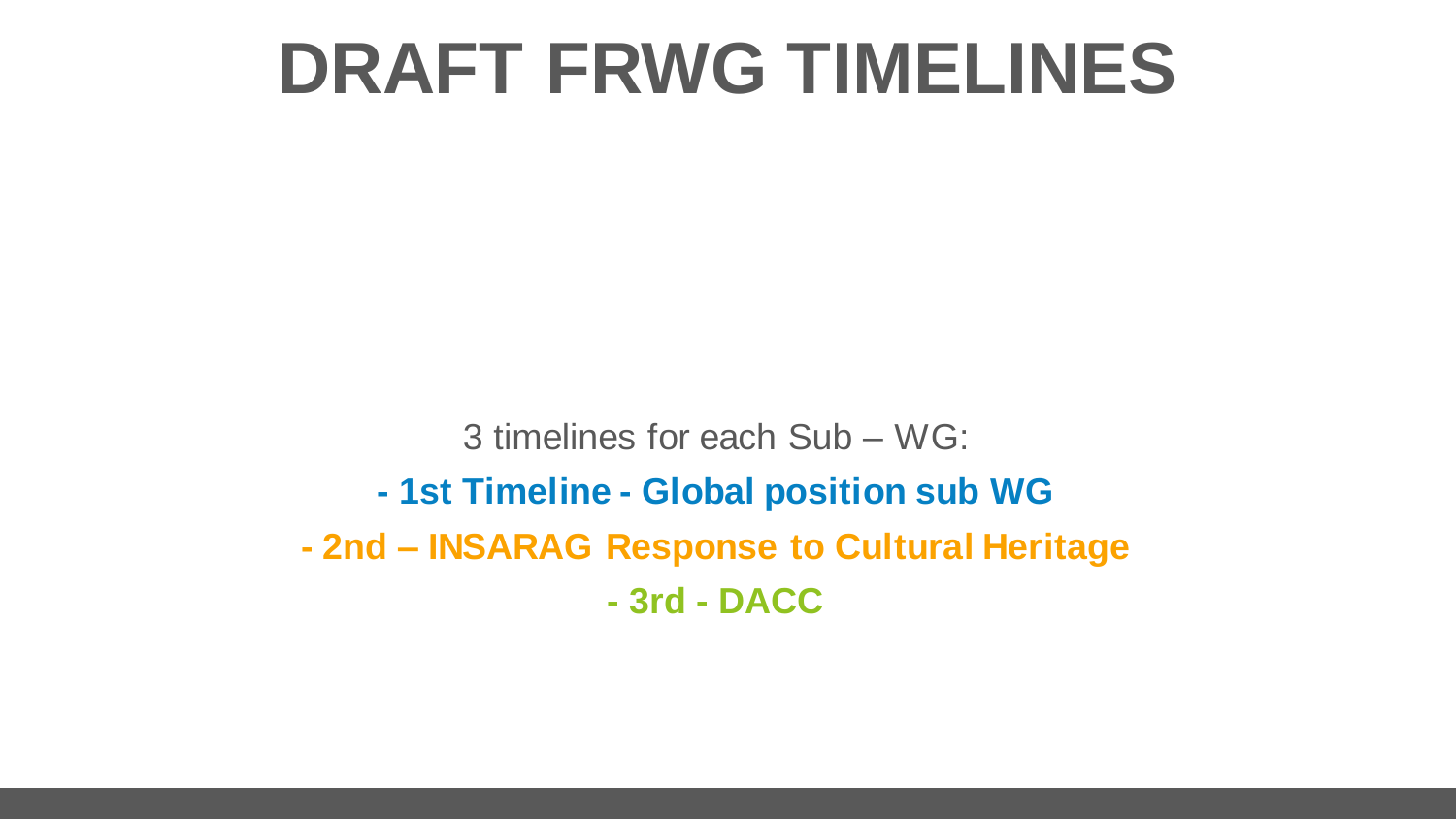# DRAFT FRWG TIMELINES

3 timelines for each Sub – WG:

**- 1st Timeline - Global position sub WG**

**- 2nd – INSARAG Response to Cultural Heritage**

**- 3rd - DACC**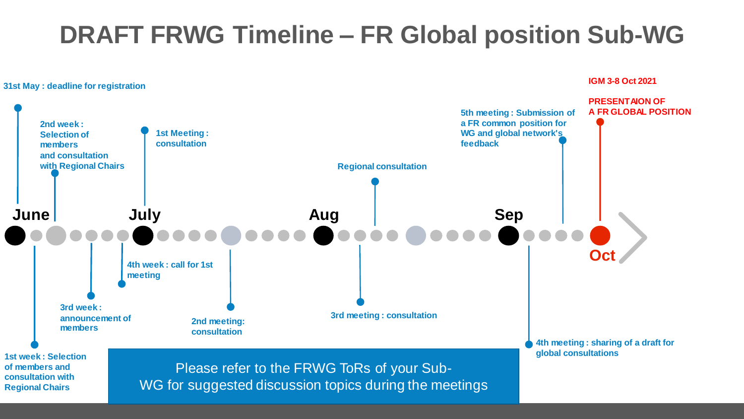# DRAFT FRWG Timeline – FR Global position Sub-WG

**31st May : deadline for registration**

**June**

**1st week : Selection of members and consultation with Regional Chairs**

**2nd week : Selection of members and consultation with Regional Chairs**

**3rd week : announcement of members**

**4th week : call for 1st meeting**

**July**

**1st Meeting : consultation**

**2nd meeting: consultation**

**Aug**

**3rd meeting : consultation**

**Regional consultation**

**Sep**

**4th meeting : sharing of a draft for global consultations**

**5th meeting : Submission of a FR common position for WG and global network's feedback**

**Oct**

**IGM 3-8 Oct 2021**

**PRESENTAION OF A FR GLOBAL POSITION**

Please refer to the FRWG ToRs of your Sub-WG for suggested discussion topics during the meetings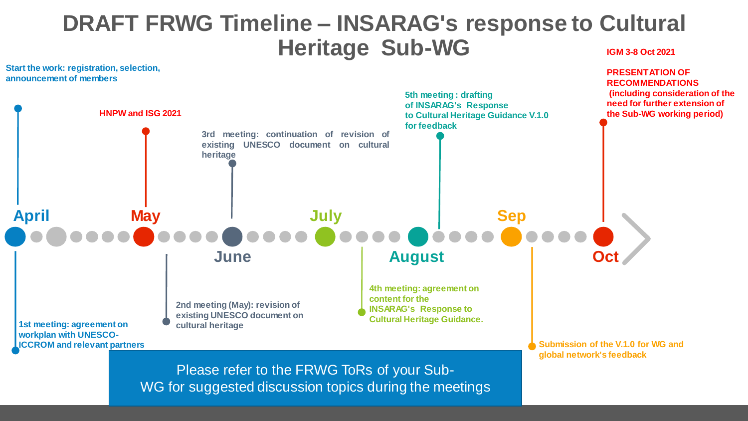# DRAFT FRWG Timeline – INSARAG's response to Cultural Heritage Sub-WG

**April**

- **Start the work: registration, selection, announcement of members**
- **1st meeting: agreement on workplan with UNESCO-ICCROM and relevant partners**

**May**

- **HNPW and ISG 2021**
- **2nd meeting (May): revision of existing UNESCO document on cultural heritage**

**June**

- **3rd meeting: continuation of revision of existing UNESCO document on cultural heritage**

**July**

- **4th meeting: agreement on content for the INSARAG's Response to Cultural Heritage Guidance.**

**August**

- **5th meeting : drafting of INSARAG's Response to Cultural Heritage Guidance V.1.0 for feedback**

**Sep**

- **Submission of the V.1.0 for WG and global network's feedback**

**Oct**

- **IGM 3-8 Oct 2021**
- **PRESENTATION OF RECOMMENDATIONS (including consideration of the need for further extension of the Sub-WG working period)**

Please refer to the FRWG ToRs of your Sub-WG for suggested discussion topics during the meetings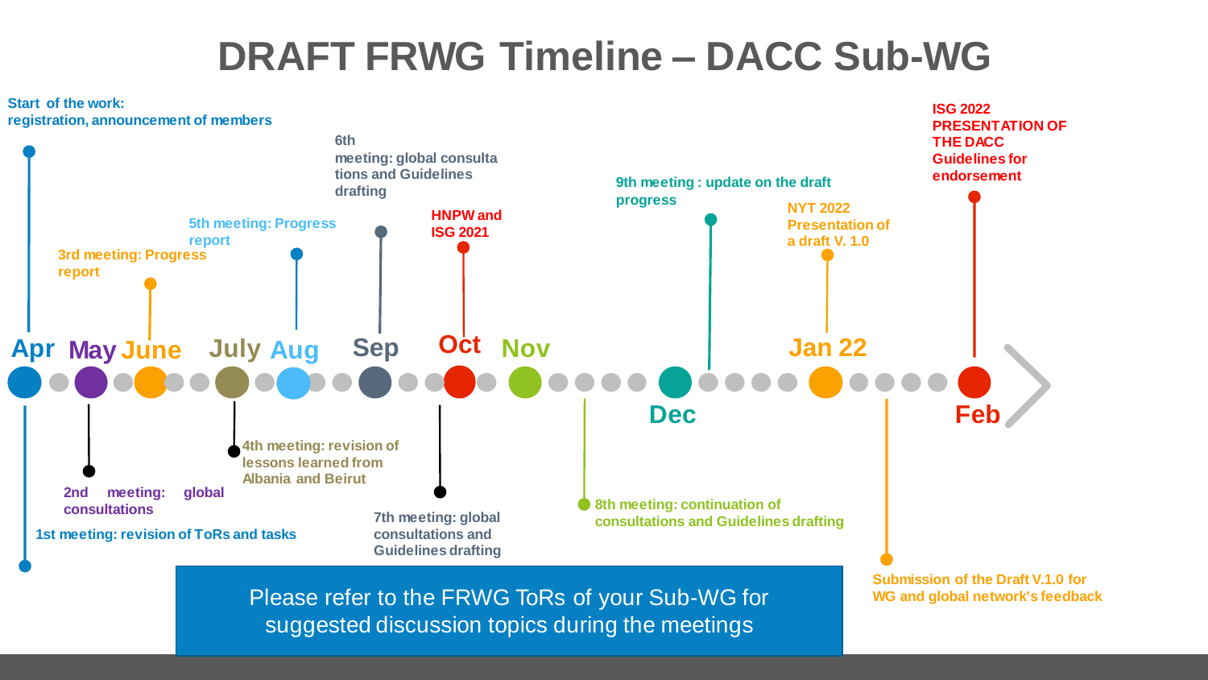# DRAFT FRWG Timeline – DACC Sub-WG

**Start of the work: registration, announcement of members**

**3rd meeting: Progress report**

**5th meeting: Progress report**

**6th meeting: global consulta tions and Guidelines drafting**

**HNPW and ISG 2021**

**9th meeting : update on the draft progress**

**NYT 2022 Presentation of a draft V. 1.0**

**ISG 2022 PRESENTATION OF THE DACC Guidelines for endorsement**

Apr May June July Aug Sep Oct Nov Dec Jan 22 Feb

**2nd meeting: global consultations**

**1st meeting: revision of ToRs and tasks**

**4th meeting: revision of lessons learned from Albania and Beirut**

**7th meeting: global consultations and Guidelines drafting**

**8th meeting: continuation of consultations and Guidelines drafting**

**Submission of the Draft V.1.0 for WG and global network's feedback**

Please refer to the FRWG ToRs of your Sub-WG for suggested discussion topics during the meetings